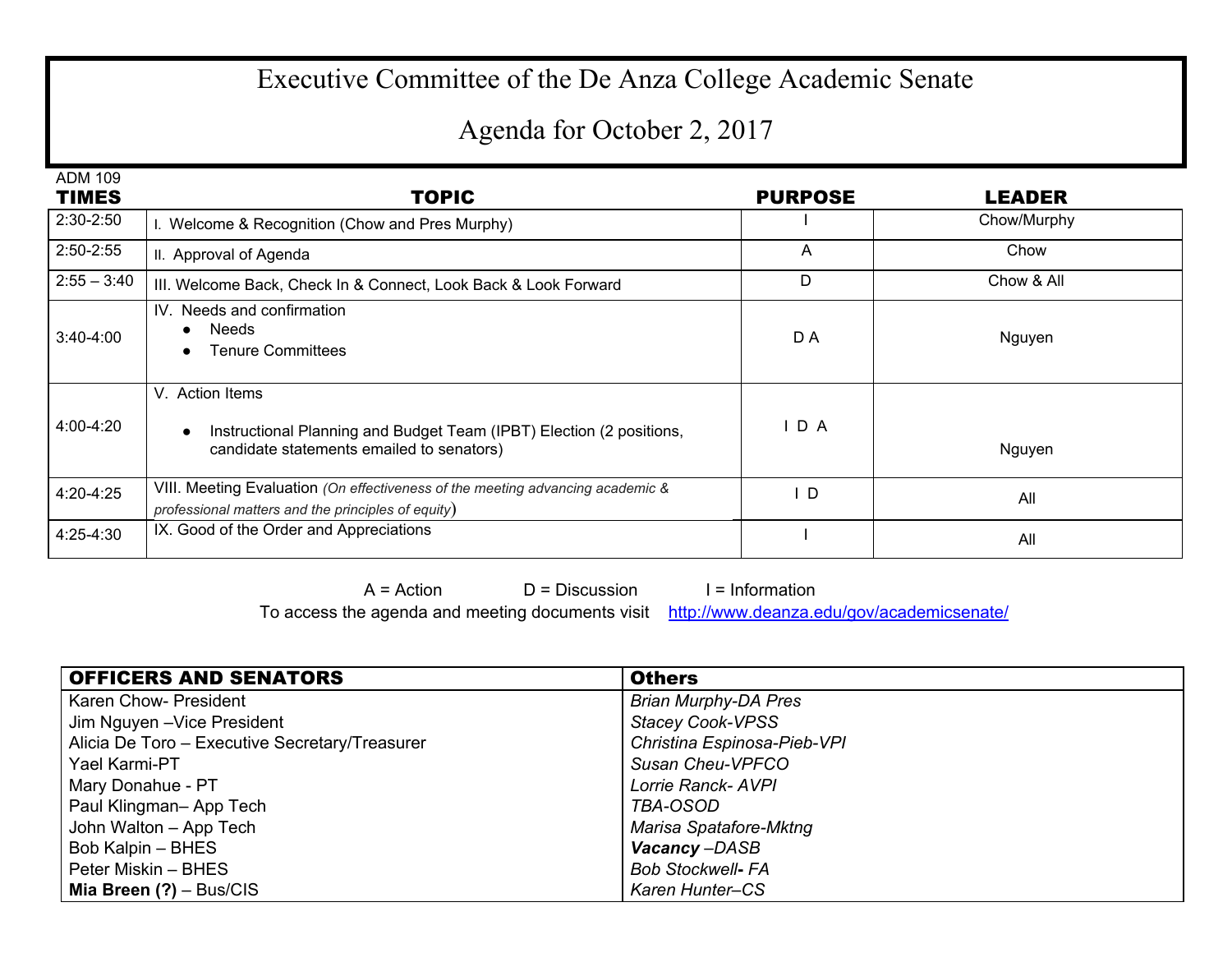# Executive Committee of the De Anza College Academic Senate

## Agenda for October 2, 2017

ADM 109

| TIMES | TOPIC | PURPOSE | LEADER |
|---|---|---|---|
| 2:30-2:50 | I. Welcome & Recognition (Chow and Pres Murphy) | I | Chow/Murphy |
| 2:50-2:55 | II. Approval of Agenda | A | Chow |
| 2:55 – 3:40 | III. Welcome Back, Check In & Connect, Look Back & Look Forward | D | Chow & All |
| 3:40-4:00 | IV. Needs and confirmation<br>● Needs<br>● Tenure Committees | D A | Nguyen |
| 4:00-4:20 | V. Action Items<br>● Instructional Planning and Budget Team (IPBT) Election (2 positions, candidate statements emailed to senators) | I D A | Nguyen |
| 4:20-4:25 | VIII. Meeting Evaluation *(On effectiveness of the meeting advancing academic & professional matters and the principles of equity)* | I D | All |
| 4:25-4:30 | IX. Good of the Order and Appreciations | I | All |

A = Action D = Discussion I = Information

To access the agenda and meeting documents visit http://www.deanza.edu/gov/academicsenate/

| OFFICERS AND SENATORS | Others |
|---|---|
| Karen Chow- President | *Brian Murphy-DA Pres* |
| Jim Nguyen –Vice President | *Stacey Cook-VPSS* |
| Alicia De Toro – Executive Secretary/Treasurer | *Christina Espinosa-Pieb-VPI* |
| Yael Karmi-PT | *Susan Cheu-VPFCO* |
| Mary Donahue - PT | *Lorrie Ranck- AVPI* |
| Paul Klingman– App Tech | *TBA-OSOD* |
| John Walton – App Tech | *Marisa Spatafore-Mktng* |
| Bob Kalpin – BHES | ***Vacancy** –DASB* |
| Peter Miskin – BHES | *Bob Stockwell**-** FA* |
| **Mia Breen (?)** – Bus/CIS | *Karen Hunter–CS* |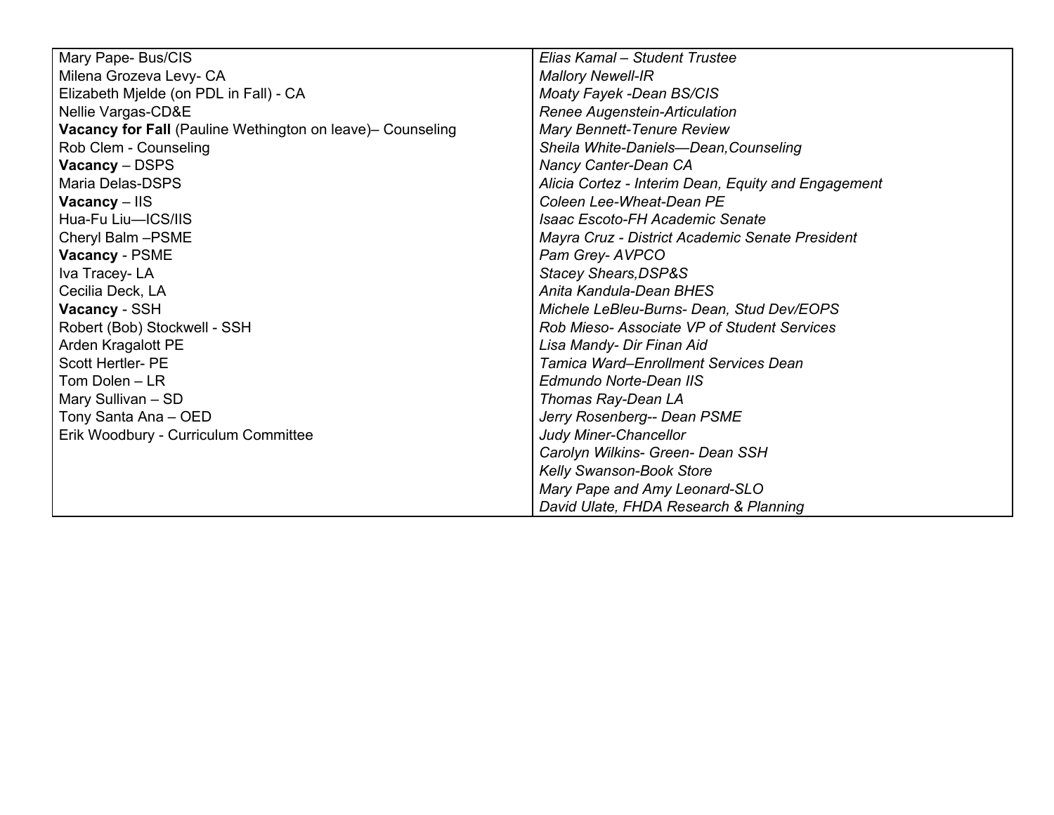| | |
|---|---|
| Mary Pape- Bus/CIS | *Elias Kamal – Student Trustee* |
| Milena Grozeva Levy- CA | *Mallory Newell-IR* |
| Elizabeth Mjelde (on PDL in Fall) - CA | *Moaty Fayek -Dean BS/CIS* |
| Nellie Vargas-CD&E | *Renee Augenstein-Articulation* |
| **Vacancy for Fall** (Pauline Wethington on leave)– Counseling | *Mary Bennett-Tenure Review* |
| Rob Clem - Counseling | *Sheila White-Daniels—Dean,Counseling* |
| **Vacancy** – DSPS | *Nancy Canter-Dean CA* |
| Maria Delas-DSPS | *Alicia Cortez - Interim Dean, Equity and Engagement* |
| **Vacancy** – IIS | *Coleen Lee-Wheat-Dean PE* |
| Hua-Fu Liu—ICS/IIS | *Isaac Escoto-FH Academic Senate* |
| Cheryl Balm –PSME | *Mayra Cruz - District Academic Senate President* |
| **Vacancy** - PSME | *Pam Grey- AVPCO* |
| Iva Tracey- LA | *Stacey Shears,DSP&S* |
| Cecilia Deck, LA | *Anita Kandula-Dean BHES* |
| **Vacancy** - SSH | *Michele LeBleu-Burns- Dean, Stud Dev/EOPS* |
| Robert (Bob) Stockwell - SSH | *Rob Mieso- Associate VP of Student Services* |
| Arden Kragalott PE | *Lisa Mandy- Dir Finan Aid* |
| Scott Hertler- PE | *Tamica Ward–Enrollment Services Dean* |
| Tom Dolen – LR | *Edmundo Norte-Dean IIS* |
| Mary Sullivan – SD | *Thomas Ray-Dean LA* |
| Tony Santa Ana – OED | *Jerry Rosenberg-- Dean PSME* |
| Erik Woodbury - Curriculum Committee | *Judy Miner-Chancellor* |
| | *Carolyn Wilkins- Green- Dean SSH* |
| | *Kelly Swanson-Book Store* |
| | *Mary Pape and Amy Leonard-SLO* |
| | *David Ulate, FHDA Research & Planning* |